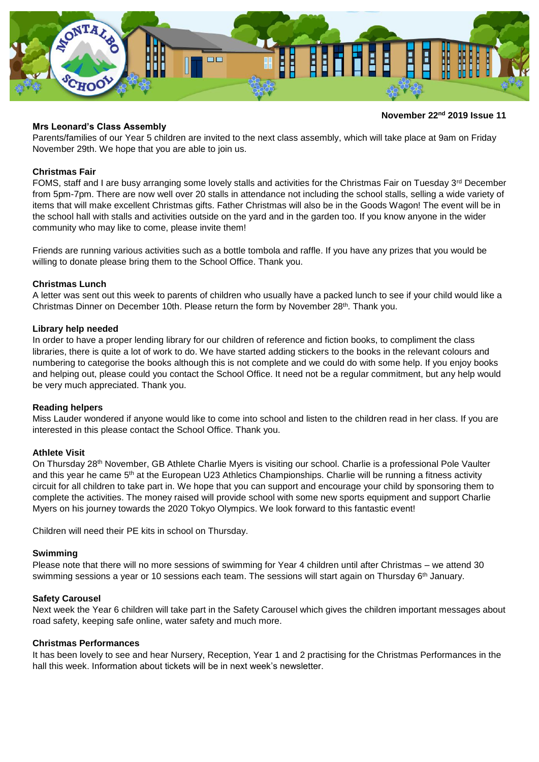**November 22nd 2019 Issue 11**

**Mrs Leonard's Class Assembly**

Parents/families of our Year 5 children are invited to the next class assembly, which will take place at 9am on Friday November 29th. We hope that you are able to join us.

**Christmas Fair**

FOMS, staff and I are busy arranging some lovely stalls and activities for the Christmas Fair on Tuesday 3rd December from 5pm-7pm. There are now well over 20 stalls in attendance not including the school stalls, selling a wide variety of items that will make excellent Christmas gifts. Father Christmas will also be in the Goods Wagon! The event will be in the school hall with stalls and activities outside on the yard and in the garden too. If you know anyone in the wider community who may like to come, please invite them!

Friends are running various activities such as a bottle tombola and raffle. If you have any prizes that you would be willing to donate please bring them to the School Office. Thank you.

**Christmas Lunch**

A letter was sent out this week to parents of children who usually have a packed lunch to see if your child would like a Christmas Dinner on December 10th. Please return the form by November 28th. Thank you.

**Library help needed**

In order to have a proper lending library for our children of reference and fiction books, to compliment the class libraries, there is quite a lot of work to do. We have started adding stickers to the books in the relevant colours and numbering to categorise the books although this is not complete and we could do with some help. If you enjoy books and helping out, please could you contact the School Office. It need not be a regular commitment, but any help would be very much appreciated. Thank you.

**Reading helpers**

Miss Lauder wondered if anyone would like to come into school and listen to the children read in her class. If you are interested in this please contact the School Office. Thank you.

**Athlete Visit**

On Thursday 28th November, GB Athlete Charlie Myers is visiting our school. Charlie is a professional Pole Vaulter and this year he came 5th at the European U23 Athletics Championships. Charlie will be running a fitness activity circuit for all children to take part in. We hope that you can support and encourage your child by sponsoring them to complete the activities. The money raised will provide school with some new sports equipment and support Charlie Myers on his journey towards the 2020 Tokyo Olympics. We look forward to this fantastic event!

Children will need their PE kits in school on Thursday.

**Swimming**

Please note that there will no more sessions of swimming for Year 4 children until after Christmas – we attend 30 swimming sessions a year or 10 sessions each team. The sessions will start again on Thursday 6th January.

**Safety Carousel**

Next week the Year 6 children will take part in the Safety Carousel which gives the children important messages about road safety, keeping safe online, water safety and much more.

**Christmas Performances**

It has been lovely to see and hear Nursery, Reception, Year 1 and 2 practising for the Christmas Performances in the hall this week. Information about tickets will be in next week's newsletter.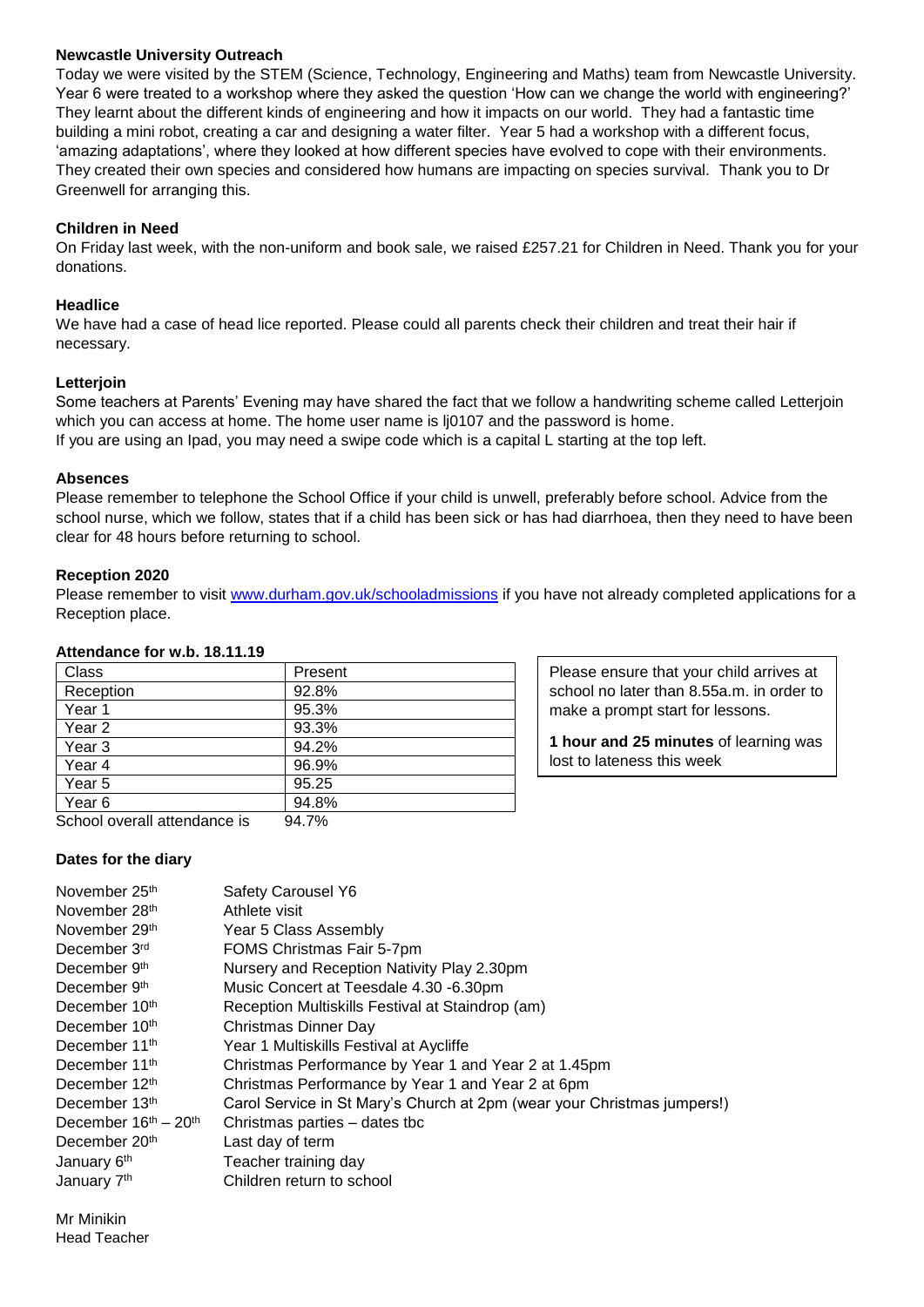**Newcastle University Outreach**

Today we were visited by the STEM (Science, Technology, Engineering and Maths) team from Newcastle University. Year 6 were treated to a workshop where they asked the question 'How can we change the world with engineering?' They learnt about the different kinds of engineering and how it impacts on our world. They had a fantastic time building a mini robot, creating a car and designing a water filter. Year 5 had a workshop with a different focus, 'amazing adaptations', where they looked at how different species have evolved to cope with their environments. They created their own species and considered how humans are impacting on species survival. Thank you to Dr Greenwell for arranging this.

**Children in Need**

On Friday last week, with the non-uniform and book sale, we raised £257.21 for Children in Need. Thank you for your donations.

**Headlice**

We have had a case of head lice reported. Please could all parents check their children and treat their hair if necessary.

**Letterjoin**

Some teachers at Parents' Evening may have shared the fact that we follow a handwriting scheme called Letterjoin which you can access at home. The home user name is lj0107 and the password is home.
If you are using an Ipad, you may need a swipe code which is a capital L starting at the top left.

**Absences**

Please remember to telephone the School Office if your child is unwell, preferably before school. Advice from the school nurse, which we follow, states that if a child has been sick or has had diarrhoea, then they need to have been clear for 48 hours before returning to school.

**Reception 2020**

Please remember to visit www.durham.gov.uk/schooladmissions if you have not already completed applications for a Reception place.

**Attendance for w.b. 18.11.19**

| Class | Present |
|---|---|
| Reception | 92.8% |
| Year 1 | 95.3% |
| Year 2 | 93.3% |
| Year 3 | 94.2% |
| Year 4 | 96.9% |
| Year 5 | 95.25 |
| Year 6 | 94.8% |

School overall attendance is 94.7%

Please ensure that your child arrives at school no later than 8.55a.m. in order to make a prompt start for lessons.

**1 hour and 25 minutes** of learning was lost to lateness this week

**Dates for the diary**

| | |
|---|---|
| November 25th | Safety Carousel Y6 |
| November 28th | Athlete visit |
| November 29th | Year 5 Class Assembly |
| December 3rd | FOMS Christmas Fair 5-7pm |
| December 9th | Nursery and Reception Nativity Play 2.30pm |
| December 9th | Music Concert at Teesdale 4.30 -6.30pm |
| December 10th | Reception Multiskills Festival at Staindrop (am) |
| December 10th | Christmas Dinner Day |
| December 11th | Year 1 Multiskills Festival at Aycliffe |
| December 11th | Christmas Performance by Year 1 and Year 2 at 1.45pm |
| December 12th | Christmas Performance by Year 1 and Year 2 at 6pm |
| December 13th | Carol Service in St Mary's Church at 2pm (wear your Christmas jumpers!) |
| December 16th – 20th | Christmas parties – dates tbc |
| December 20th | Last day of term |
| January 6th | Teacher training day |
| January 7th | Children return to school |

Mr Minikin
Head Teacher